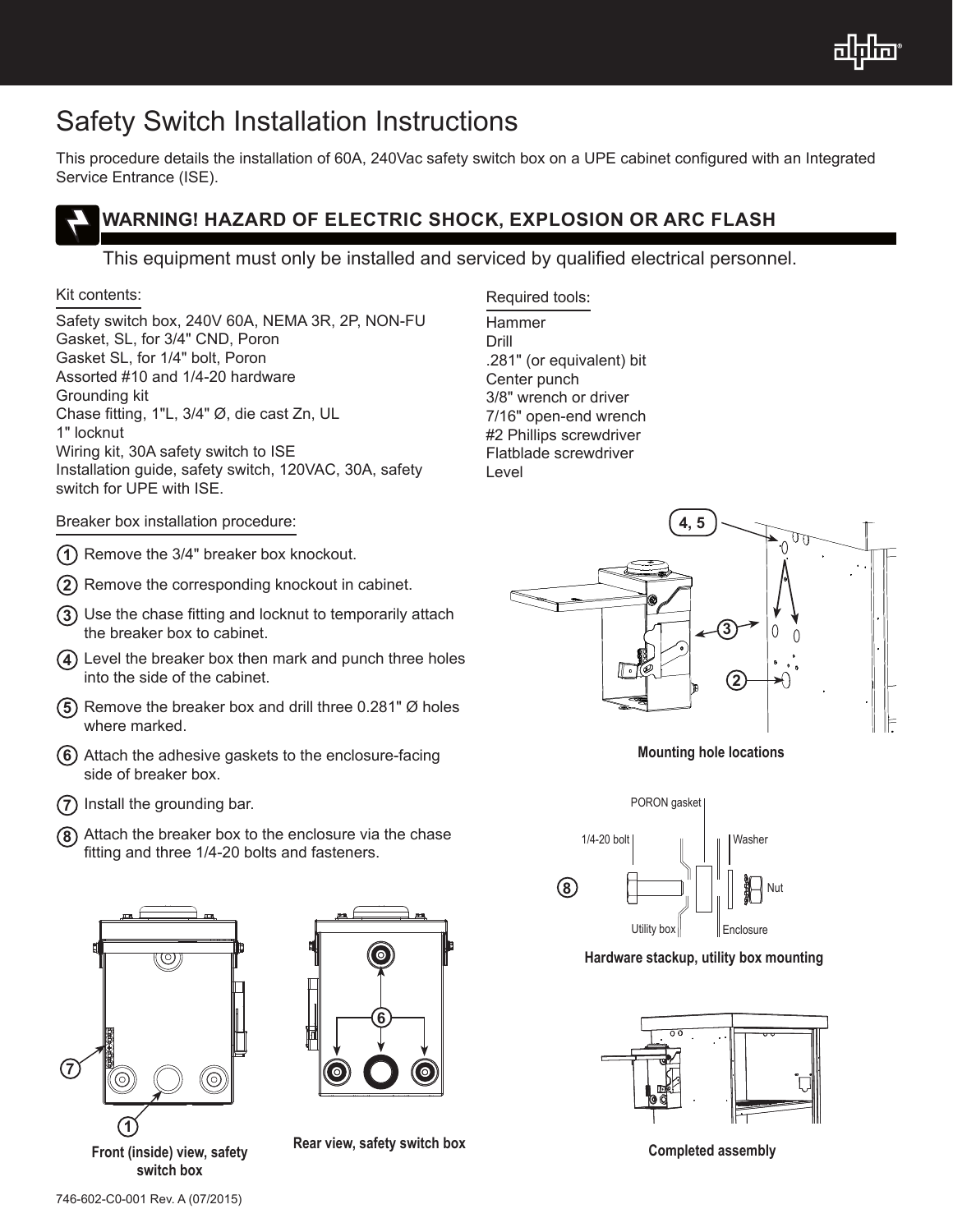# Safety Switch Installation Instructions

This procedure details the installation of 60A, 240Vac safety switch box on a UPE cabinet configured with an Integrated Service Entrance (ISE).

## WARNING! HAZARD OF ELECTRIC SHOCK, EXPLOSION OR ARC FLASH

This equipment must only be installed and serviced by qualified electrical personnel.

Kit contents:

Safety switch box, 240V 60A, NEMA 3R, 2P, NON-FU
Gasket, SL, for 3/4" CND, Poron
Gasket SL, for 1/4" bolt, Poron
Assorted #10 and 1/4-20 hardware
Grounding kit
Chase fitting, 1"L, 3/4" Ø, die cast Zn, UL
1" locknut
Wiring kit, 30A safety switch to ISE
Installation guide, safety switch, 120VAC, 30A, safety switch for UPE with ISE.

Required tools:

Hammer
Drill
.281" (or equivalent) bit
Center punch
3/8" wrench or driver
7/16" open-end wrench
#2 Phillips screwdriver
Flatblade screwdriver
Level

Breaker box installation procedure:

1. Remove the 3/4" breaker box knockout.
2. Remove the corresponding knockout in cabinet.
3. Use the chase fitting and locknut to temporarily attach the breaker box to cabinet.
4. Level the breaker box then mark and punch three holes into the side of the cabinet.
5. Remove the breaker box and drill three 0.281" Ø holes where marked.
6. Attach the adhesive gaskets to the enclosure-facing side of breaker box.
7. Install the grounding bar.
8. Attach the breaker box to the enclosure via the chase fitting and three 1/4-20 bolts and fasteners.

4, 5
3
2

**Mounting hole locations**

PORON gasket
1/4-20 bolt
Washer
8
Nut
Utility box
Enclosure

**Hardware stackup, utility box mounting**

7
1

**Front (inside) view, safety switch box**

6

**Rear view, safety switch box**

**Completed assembly**

746-602-C0-001 Rev. A (07/2015)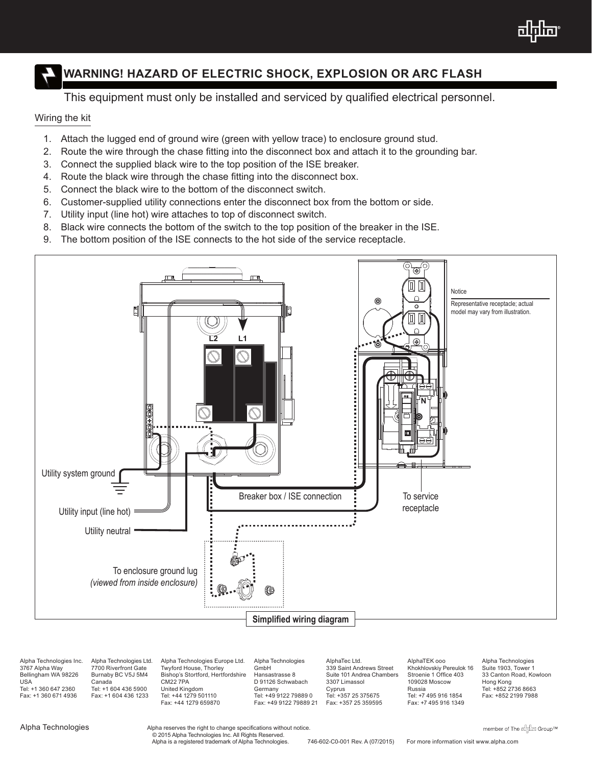## WARNING! HAZARD OF ELECTRIC SHOCK, EXPLOSION OR ARC FLASH

This equipment must only be installed and serviced by qualified electrical personnel.

### Wiring the kit

1. Attach the lugged end of ground wire (green with yellow trace) to enclosure ground stud.
2. Route the wire through the chase fitting into the disconnect box and attach it to the grounding bar.
3. Connect the supplied black wire to the top position of the ISE breaker.
4. Route the black wire through the chase fitting into the disconnect box.
5. Connect the black wire to the bottom of the disconnect switch.
6. Customer-supplied utility connections enter the disconnect box from the bottom or side.
7. Utility input (line hot) wire attaches to top of disconnect switch.
8. Black wire connects the bottom of the switch to the top position of the breaker in the ISE.
9. The bottom position of the ISE connects to the hot side of the service receptacle.

L2 L1

N

Notice

Representative receptacle; actual model may vary from illustration.

Utility system ground

Utility input (line hot)

Utility neutral

Breaker box / ISE connection

To service receptacle

To enclosure ground lug
*(viewed from inside enclosure)*

**Simplified wiring diagram**

Alpha Technologies Inc.
3767 Alpha Way
Bellingham WA 98226
USA
Tel: +1 360 647 2360
Fax: +1 360 671 4936

Alpha Technologies Ltd.
7700 Riverfront Gate
Burnaby BC V5J 5M4
Canada
Tel: +1 604 436 5900
Fax: +1 604 436 1233

Alpha Technologies Europe Ltd.
Twyford House, Thorley
Bishop's Stortford, Hertfordshire
CM22 7PA
United Kingdom
Tel: +44 1279 501110
Fax: +44 1279 659870

Alpha Technologies
GmbH
Hansastrasse 8
D 91126 Schwabach
Germany
Tel: +49 9122 79889 0
Fax: +49 9122 79889 21

AlphaTec Ltd.
339 Saint Andrews Street
Suite 101 Andrea Chambers
3307 Limassol
Cyprus
Tel: +357 25 375675
Fax: +357 25 359595

AlphaTEK ooo
Khokhlovskiy Pereulok 16
Stroenie 1 Office 403
109028 Moscow
Russia
Tel: +7 495 916 1854
Fax: +7 495 916 1349

Alpha Technologies
Suite 1903, Tower 1
33 Canton Road, Kowloon
Hong Kong
Tel: +852 2736 8663
Fax: +852 2199 7988

Alpha Technologies

Alpha reserves the right to change specifications without notice.
© 2015 Alpha Technologies Inc. All Rights Reserved.
Alpha is a registered trademark of Alpha Technologies. 746-602-C0-001 Rev. A (07/2015) For more information visit www.alpha.com

member of The Alpha Group™